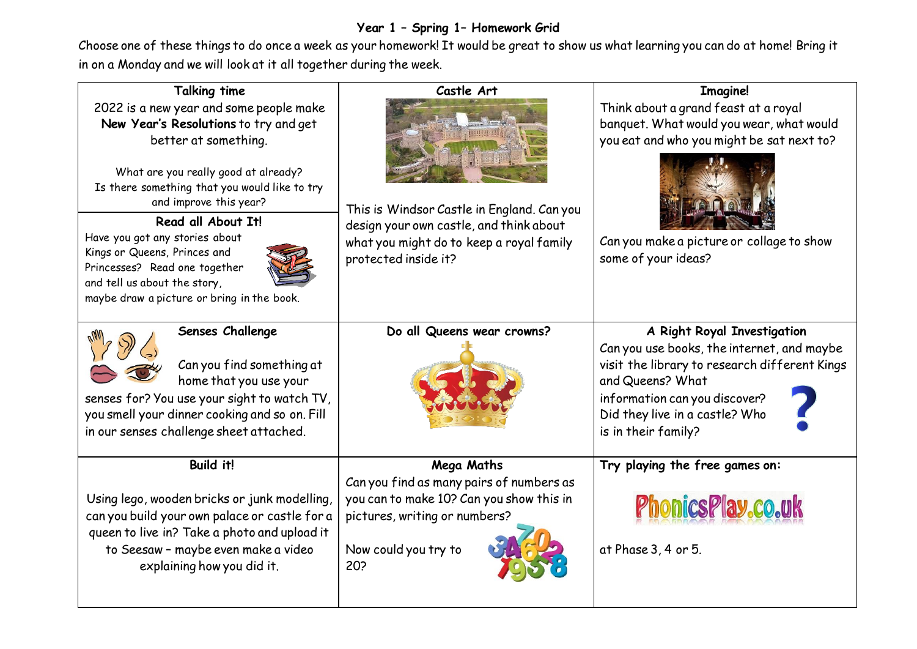# Year 1 – Spring 1– Homework Grid

Choose one of these things to do once a week as your homework! It would be great to show us what learning you can do at home! Bring it in on a Monday and we will look at it all together during the week.

| | | |
|---|---|---|
| **Talking time**<br>2022 is a new year and some people make **New Year's Resolutions** to try and get better at something.<br><br>What are you really good at already?<br>Is there something that you would like to try and improve this year?<br><br>**Read all About It!**<br>Have you got any stories about Kings or Queens, Princes and Princesses? Read one together and tell us about the story, maybe draw a picture or bring in the book. | **Castle Art**<br><br>This is Windsor Castle in England. Can you design your own castle, and think about what you might do to keep a royal family protected inside it? | **Imagine!**<br>Think about a grand feast at a royal banquet. What would you wear, what would you eat and who you might be sat next to?<br><br>Can you make a picture or collage to show some of your ideas? |
| **Senses Challenge**<br>Can you find something at home that you use your senses for? You use your sight to watch TV, you smell your dinner cooking and so on. Fill in our senses challenge sheet attached. | **Do all Queens wear crowns?** | **A Right Royal Investigation**<br>Can you use books, the internet, and maybe visit the library to research different Kings and Queens? What information can you discover? Did they live in a castle? Who is in their family? |
| **Build it!**<br><br>Using lego, wooden bricks or junk modelling, can you build your own palace or castle for a queen to live in? Take a photo and upload it to Seesaw – maybe even make a video explaining how you did it. | **Mega Maths**<br>Can you find as many pairs of numbers as you can to make 10? Can you show this in pictures, writing or numbers?<br><br>Now could you try to 20? | **Try playing the free games on:**<br><br>PhonicsPlay.co.uk<br><br>at Phase 3, 4 or 5. |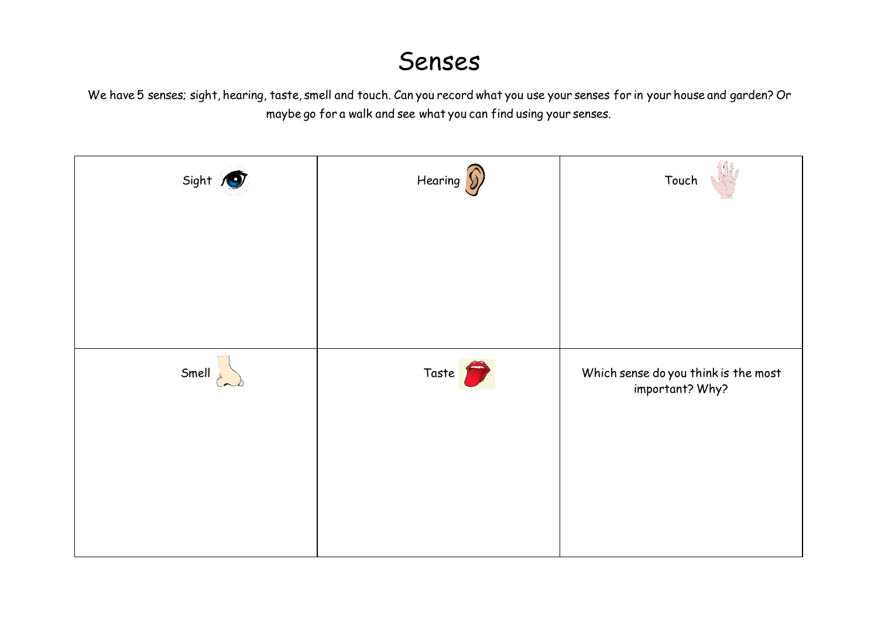# Senses

We have 5 senses; sight, hearing, taste, smell and touch. Can you record what you use your senses for in your house and garden? Or maybe go for a walk and see what you can find using your senses.

| | | |
|---|---|---|
| Sight | Hearing | Touch |
| Smell | Taste | Which sense do you think is the most important? Why? |